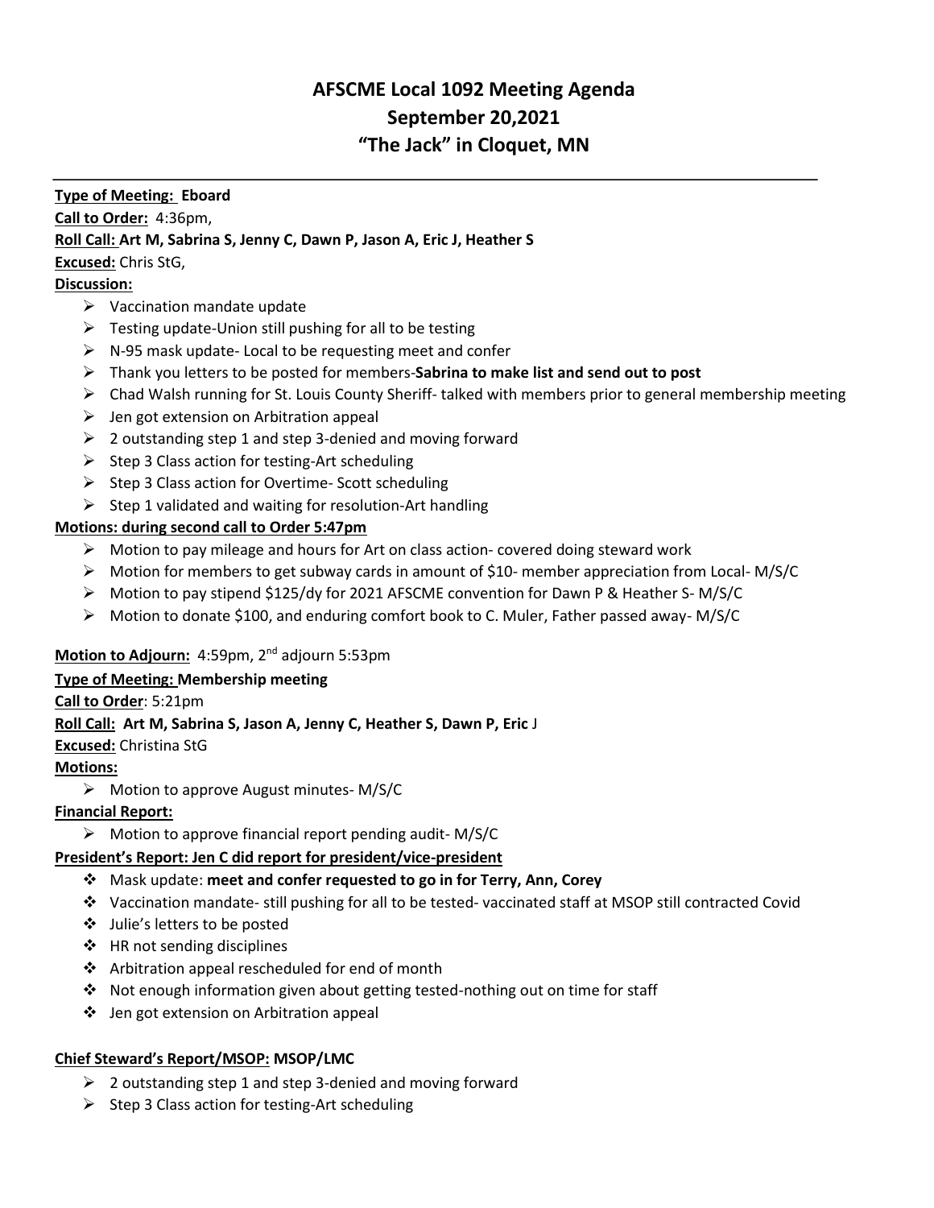# AFSCME Local 1092 Meeting Agenda
# September 20,2021
# "The Jack" in Cloquet, MN

**Type of Meeting: Eboard**

**Call to Order:** 4:36pm,

**Roll Call: Art M, Sabrina S, Jenny C, Dawn P, Jason A, Eric J, Heather S**

**Excused:** Chris StG,

**Discussion:**

- Vaccination mandate update
- Testing update-Union still pushing for all to be testing
- N-95 mask update- Local to be requesting meet and confer
- Thank you letters to be posted for members-**Sabrina to make list and send out to post**
- Chad Walsh running for St. Louis County Sheriff- talked with members prior to general membership meeting
- Jen got extension on Arbitration appeal
- 2 outstanding step 1 and step 3-denied and moving forward
- Step 3 Class action for testing-Art scheduling
- Step 3 Class action for Overtime- Scott scheduling
- Step 1 validated and waiting for resolution-Art handling

**Motions: during second call to Order 5:47pm**

- Motion to pay mileage and hours for Art on class action- covered doing steward work
- Motion for members to get subway cards in amount of $10- member appreciation from Local- M/S/C
- Motion to pay stipend $125/dy for 2021 AFSCME convention for Dawn P & Heather S- M/S/C
- Motion to donate $100, and enduring comfort book to C. Muler, Father passed away- M/S/C

**Motion to Adjourn:** 4:59pm, 2nd adjourn 5:53pm

**Type of Meeting: Membership meeting**

**Call to Order**: 5:21pm

**Roll Call: Art M, Sabrina S, Jason A, Jenny C, Heather S, Dawn P, Eric** J

**Excused:** Christina StG

**Motions:**

- Motion to approve August minutes- M/S/C

**Financial Report:**

- Motion to approve financial report pending audit- M/S/C

**President's Report: Jen C did report for president/vice-president**

- Mask update: **meet and confer requested to go in for Terry, Ann, Corey**
- Vaccination mandate- still pushing for all to be tested- vaccinated staff at MSOP still contracted Covid
- Julie's letters to be posted
- HR not sending disciplines
- Arbitration appeal rescheduled for end of month
- Not enough information given about getting tested-nothing out on time for staff
- Jen got extension on Arbitration appeal

**Chief Steward's Report/MSOP: MSOP/LMC**

- 2 outstanding step 1 and step 3-denied and moving forward
- Step 3 Class action for testing-Art scheduling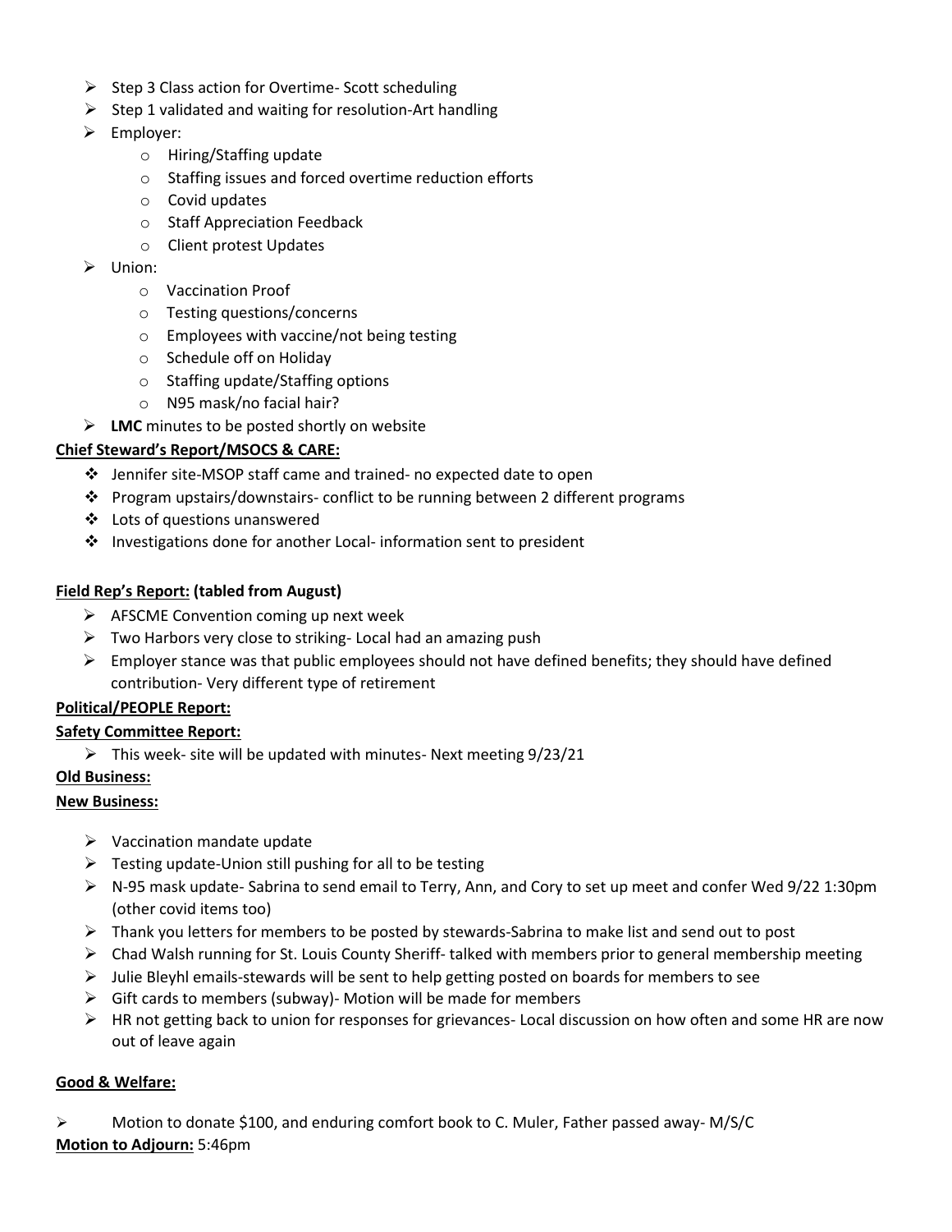- Step 3 Class action for Overtime- Scott scheduling
- Step 1 validated and waiting for resolution-Art handling
- Employer:
  - Hiring/Staffing update
  - Staffing issues and forced overtime reduction efforts
  - Covid updates
  - Staff Appreciation Feedback
  - Client protest Updates
- Union:
  - Vaccination Proof
  - Testing questions/concerns
  - Employees with vaccine/not being testing
  - Schedule off on Holiday
  - Staffing update/Staffing options
  - N95 mask/no facial hair?
- **LMC** minutes to be posted shortly on website

**Chief Steward's Report/MSOCS & CARE:**

- Jennifer site-MSOP staff came and trained- no expected date to open
- Program upstairs/downstairs- conflict to be running between 2 different programs
- Lots of questions unanswered
- Investigations done for another Local- information sent to president

**Field Rep's Report: (tabled from August)**

- AFSCME Convention coming up next week
- Two Harbors very close to striking- Local had an amazing push
- Employer stance was that public employees should not have defined benefits; they should have defined contribution- Very different type of retirement

**Political/PEOPLE Report:**

**Safety Committee Report:**

- This week- site will be updated with minutes- Next meeting 9/23/21

**Old Business:**

**New Business:**

- Vaccination mandate update
- Testing update-Union still pushing for all to be testing
- N-95 mask update- Sabrina to send email to Terry, Ann, and Cory to set up meet and confer Wed 9/22 1:30pm (other covid items too)
- Thank you letters for members to be posted by stewards-Sabrina to make list and send out to post
- Chad Walsh running for St. Louis County Sheriff- talked with members prior to general membership meeting
- Julie Bleyhl emails-stewards will be sent to help getting posted on boards for members to see
- Gift cards to members (subway)- Motion will be made for members
- HR not getting back to union for responses for grievances- Local discussion on how often and some HR are now out of leave again

**Good & Welfare:**

- Motion to donate $100, and enduring comfort book to C. Muler, Father passed away- M/S/C

**Motion to Adjourn:** 5:46pm